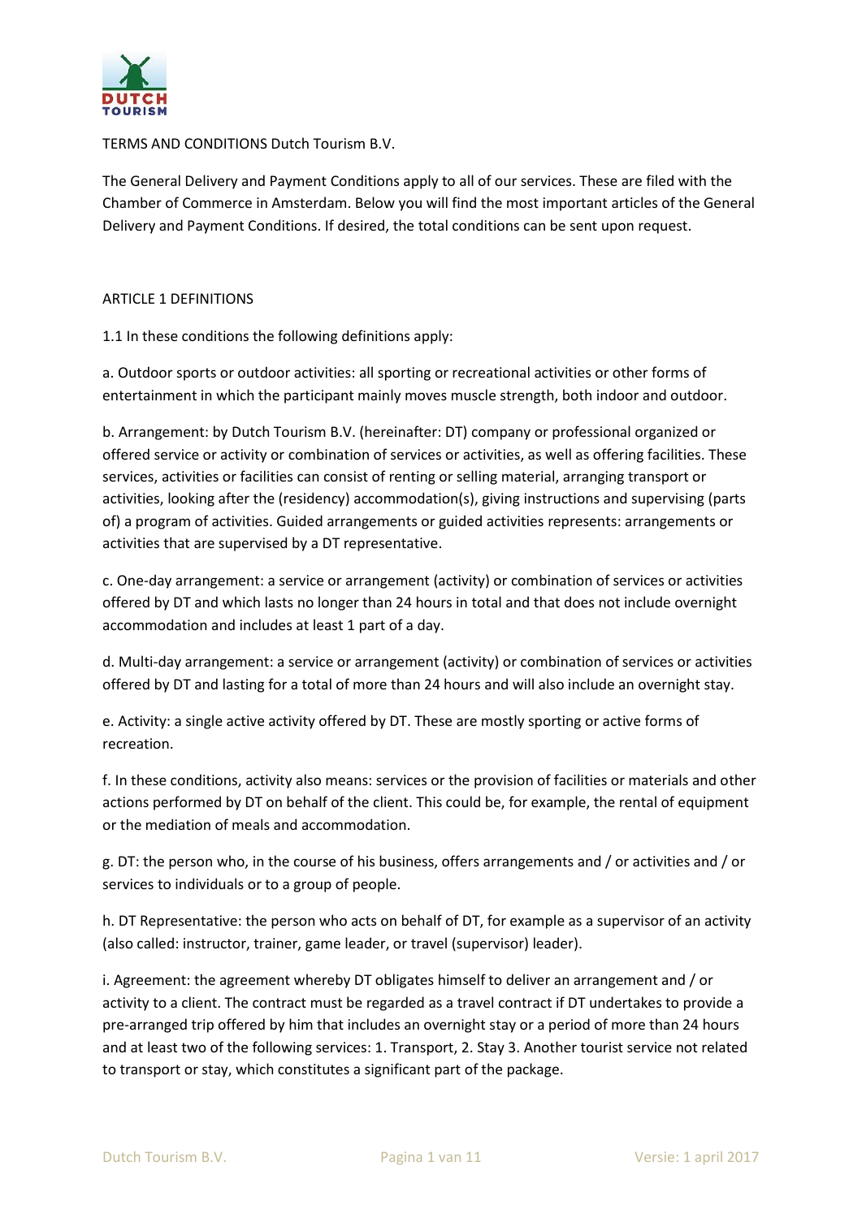TERMS AND CONDITIONS Dutch Tourism B.V.

The General Delivery and Payment Conditions apply to all of our services. These are filed with the Chamber of Commerce in Amsterdam. Below you will find the most important articles of the General Delivery and Payment Conditions. If desired, the total conditions can be sent upon request.

## ARTICLE 1 DEFINITIONS

1.1 In these conditions the following definitions apply:

a. Outdoor sports or outdoor activities: all sporting or recreational activities or other forms of entertainment in which the participant mainly moves muscle strength, both indoor and outdoor.

b. Arrangement: by Dutch Tourism B.V. (hereinafter: DT) company or professional organized or offered service or activity or combination of services or activities, as well as offering facilities. These services, activities or facilities can consist of renting or selling material, arranging transport or activities, looking after the (residency) accommodation(s), giving instructions and supervising (parts of) a program of activities. Guided arrangements or guided activities represents: arrangements or activities that are supervised by a DT representative.

c. One-day arrangement: a service or arrangement (activity) or combination of services or activities offered by DT and which lasts no longer than 24 hours in total and that does not include overnight accommodation and includes at least 1 part of a day.

d. Multi-day arrangement: a service or arrangement (activity) or combination of services or activities offered by DT and lasting for a total of more than 24 hours and will also include an overnight stay.

e. Activity: a single active activity offered by DT. These are mostly sporting or active forms of recreation.

f. In these conditions, activity also means: services or the provision of facilities or materials and other actions performed by DT on behalf of the client. This could be, for example, the rental of equipment or the mediation of meals and accommodation.

g. DT: the person who, in the course of his business, offers arrangements and / or activities and / or services to individuals or to a group of people.

h. DT Representative: the person who acts on behalf of DT, for example as a supervisor of an activity (also called: instructor, trainer, game leader, or travel (supervisor) leader).

i. Agreement: the agreement whereby DT obligates himself to deliver an arrangement and / or activity to a client. The contract must be regarded as a travel contract if DT undertakes to provide a pre-arranged trip offered by him that includes an overnight stay or a period of more than 24 hours and at least two of the following services: 1. Transport, 2. Stay 3. Another tourist service not related to transport or stay, which constitutes a significant part of the package.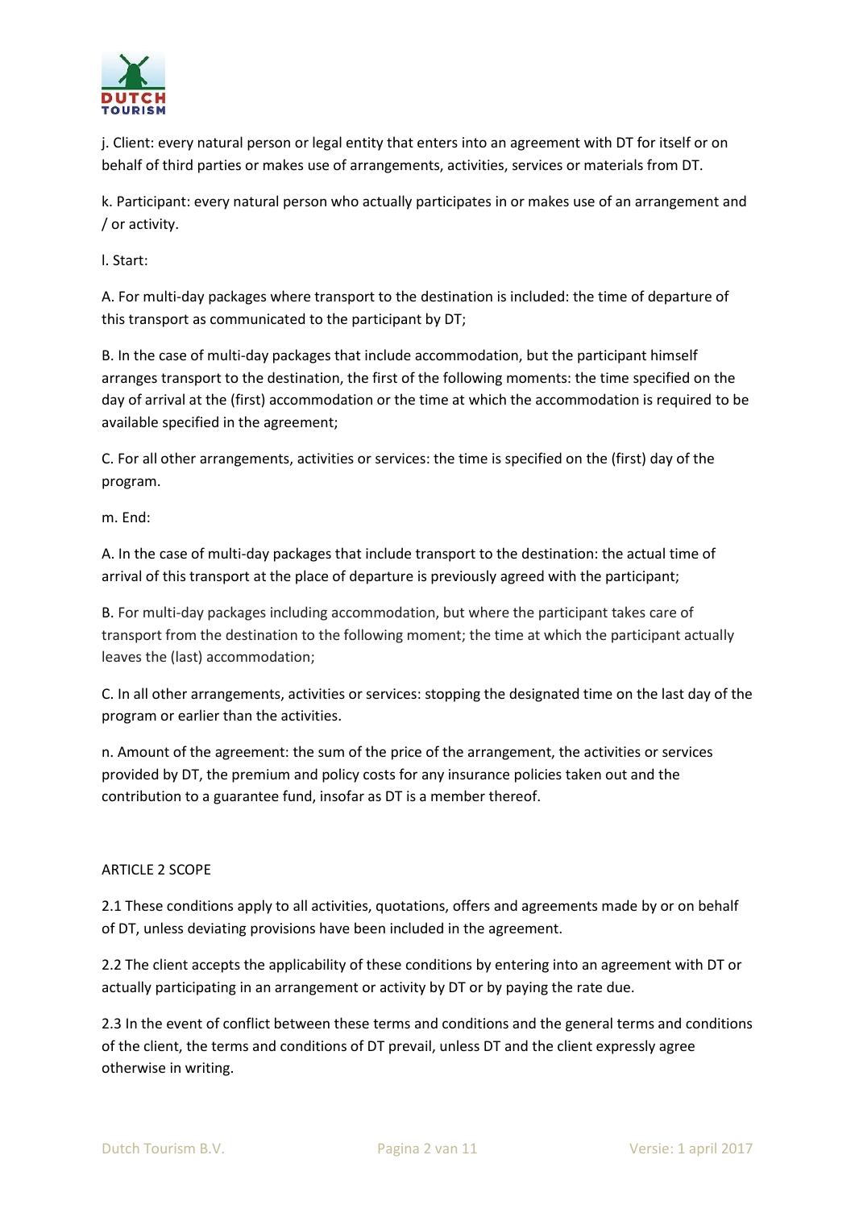j. Client: every natural person or legal entity that enters into an agreement with DT for itself or on behalf of third parties or makes use of arrangements, activities, services or materials from DT.

k. Participant: every natural person who actually participates in or makes use of an arrangement and / or activity.

l. Start:

A. For multi-day packages where transport to the destination is included: the time of departure of this transport as communicated to the participant by DT;

B. In the case of multi-day packages that include accommodation, but the participant himself arranges transport to the destination, the first of the following moments: the time specified on the day of arrival at the (first) accommodation or the time at which the accommodation is required to be available specified in the agreement;

C. For all other arrangements, activities or services: the time is specified on the (first) day of the program.

m. End:

A. In the case of multi-day packages that include transport to the destination: the actual time of arrival of this transport at the place of departure is previously agreed with the participant;

B. For multi-day packages including accommodation, but where the participant takes care of transport from the destination to the following moment; the time at which the participant actually leaves the (last) accommodation;

C. In all other arrangements, activities or services: stopping the designated time on the last day of the program or earlier than the activities.

n. Amount of the agreement: the sum of the price of the arrangement, the activities or services provided by DT, the premium and policy costs for any insurance policies taken out and the contribution to a guarantee fund, insofar as DT is a member thereof.

## ARTICLE 2 SCOPE

2.1 These conditions apply to all activities, quotations, offers and agreements made by or on behalf of DT, unless deviating provisions have been included in the agreement.

2.2 The client accepts the applicability of these conditions by entering into an agreement with DT or actually participating in an arrangement or activity by DT or by paying the rate due.

2.3 In the event of conflict between these terms and conditions and the general terms and conditions of the client, the terms and conditions of DT prevail, unless DT and the client expressly agree otherwise in writing.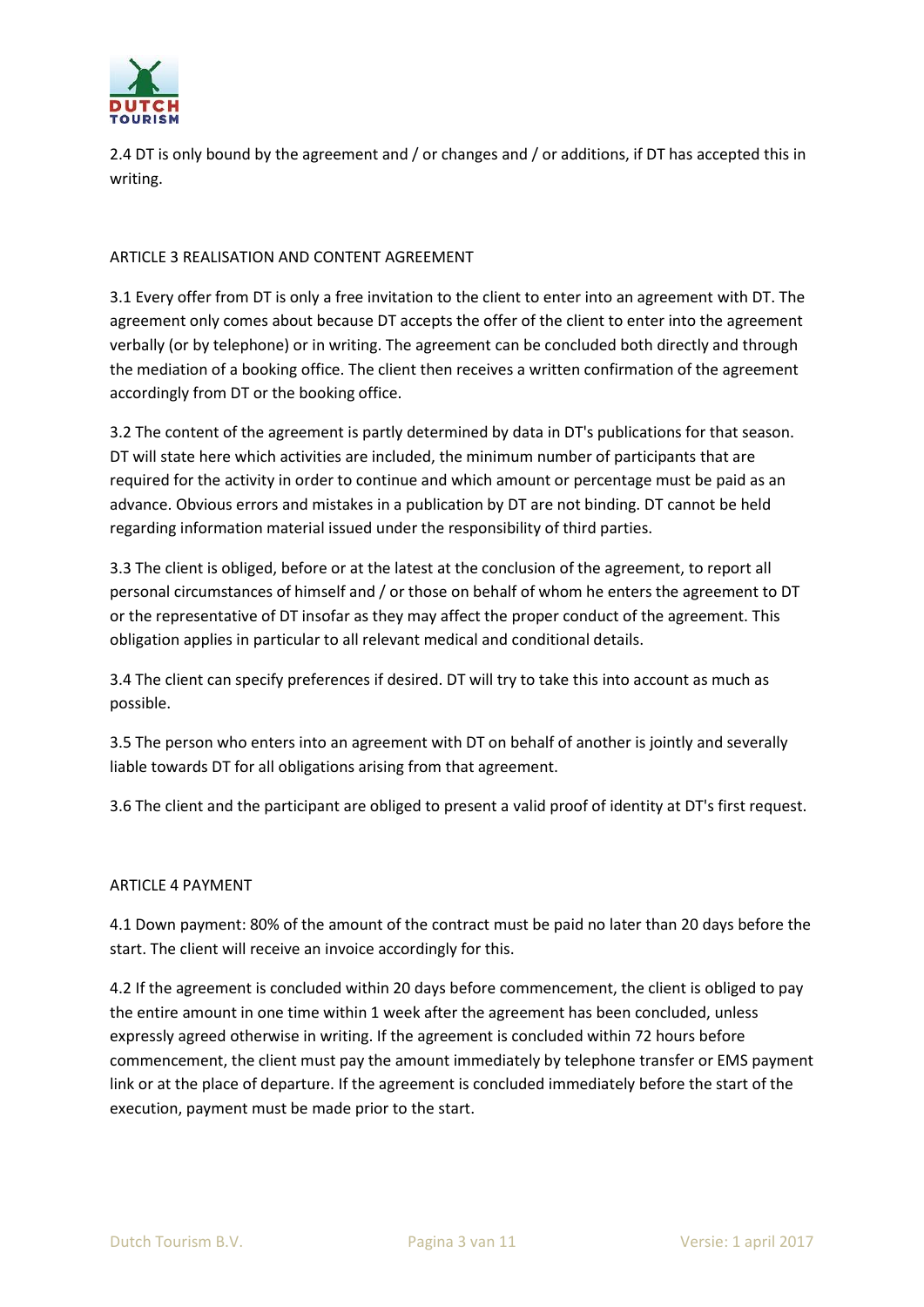2.4 DT is only bound by the agreement and / or changes and / or additions, if DT has accepted this in writing.

## ARTICLE 3 REALISATION AND CONTENT AGREEMENT

3.1 Every offer from DT is only a free invitation to the client to enter into an agreement with DT. The agreement only comes about because DT accepts the offer of the client to enter into the agreement verbally (or by telephone) or in writing. The agreement can be concluded both directly and through the mediation of a booking office. The client then receives a written confirmation of the agreement accordingly from DT or the booking office.

3.2 The content of the agreement is partly determined by data in DT's publications for that season. DT will state here which activities are included, the minimum number of participants that are required for the activity in order to continue and which amount or percentage must be paid as an advance. Obvious errors and mistakes in a publication by DT are not binding. DT cannot be held regarding information material issued under the responsibility of third parties.

3.3 The client is obliged, before or at the latest at the conclusion of the agreement, to report all personal circumstances of himself and / or those on behalf of whom he enters the agreement to DT or the representative of DT insofar as they may affect the proper conduct of the agreement. This obligation applies in particular to all relevant medical and conditional details.

3.4 The client can specify preferences if desired. DT will try to take this into account as much as possible.

3.5 The person who enters into an agreement with DT on behalf of another is jointly and severally liable towards DT for all obligations arising from that agreement.

3.6 The client and the participant are obliged to present a valid proof of identity at DT's first request.

## ARTICLE 4 PAYMENT

4.1 Down payment: 80% of the amount of the contract must be paid no later than 20 days before the start. The client will receive an invoice accordingly for this.

4.2 If the agreement is concluded within 20 days before commencement, the client is obliged to pay the entire amount in one time within 1 week after the agreement has been concluded, unless expressly agreed otherwise in writing. If the agreement is concluded within 72 hours before commencement, the client must pay the amount immediately by telephone transfer or EMS payment link or at the place of departure. If the agreement is concluded immediately before the start of the execution, payment must be made prior to the start.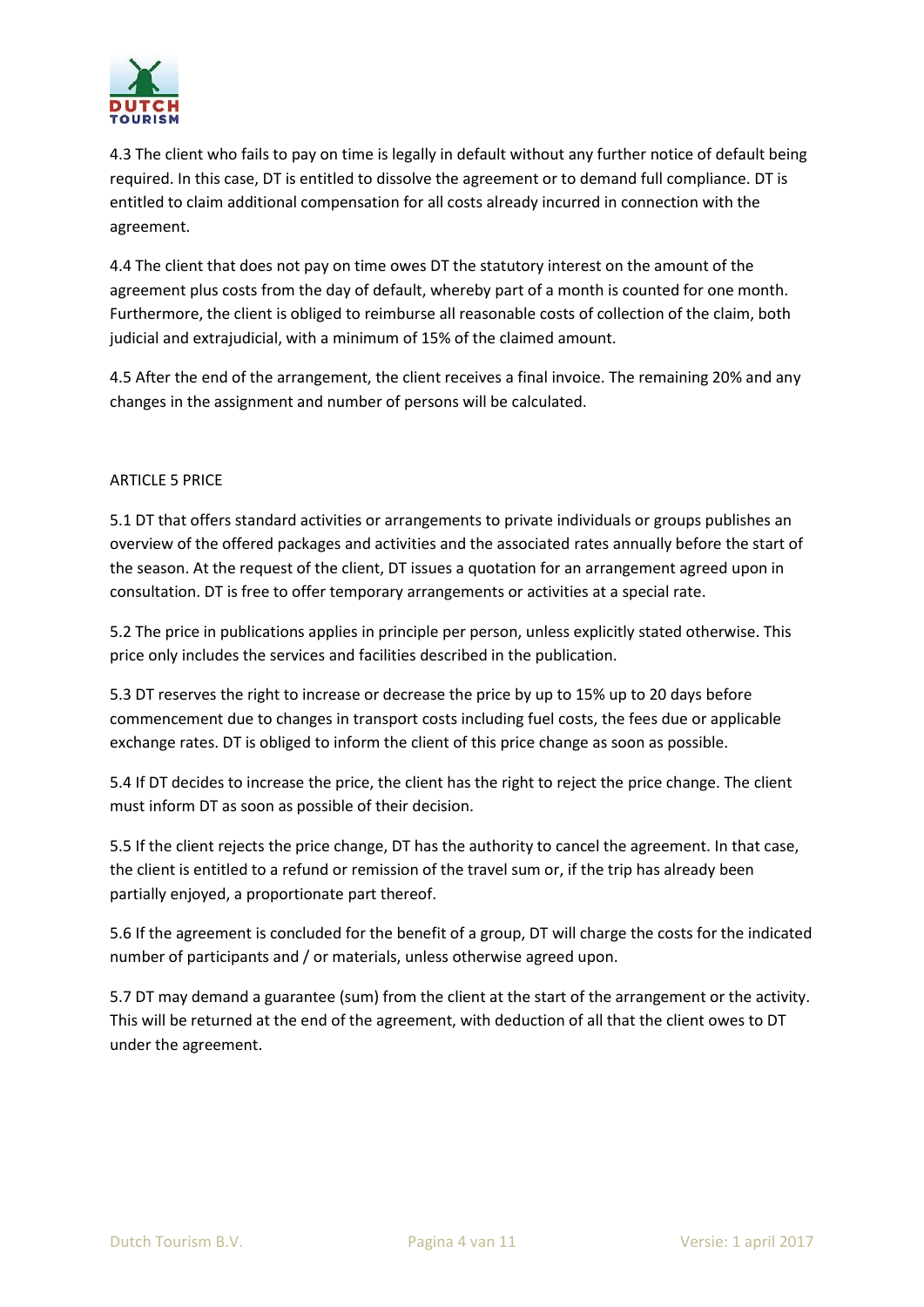4.3 The client who fails to pay on time is legally in default without any further notice of default being required. In this case, DT is entitled to dissolve the agreement or to demand full compliance. DT is entitled to claim additional compensation for all costs already incurred in connection with the agreement.

4.4 The client that does not pay on time owes DT the statutory interest on the amount of the agreement plus costs from the day of default, whereby part of a month is counted for one month. Furthermore, the client is obliged to reimburse all reasonable costs of collection of the claim, both judicial and extrajudicial, with a minimum of 15% of the claimed amount.

4.5 After the end of the arrangement, the client receives a final invoice. The remaining 20% and any changes in the assignment and number of persons will be calculated.

## ARTICLE 5 PRICE

5.1 DT that offers standard activities or arrangements to private individuals or groups publishes an overview of the offered packages and activities and the associated rates annually before the start of the season. At the request of the client, DT issues a quotation for an arrangement agreed upon in consultation. DT is free to offer temporary arrangements or activities at a special rate.

5.2 The price in publications applies in principle per person, unless explicitly stated otherwise. This price only includes the services and facilities described in the publication.

5.3 DT reserves the right to increase or decrease the price by up to 15% up to 20 days before commencement due to changes in transport costs including fuel costs, the fees due or applicable exchange rates. DT is obliged to inform the client of this price change as soon as possible.

5.4 If DT decides to increase the price, the client has the right to reject the price change. The client must inform DT as soon as possible of their decision.

5.5 If the client rejects the price change, DT has the authority to cancel the agreement. In that case, the client is entitled to a refund or remission of the travel sum or, if the trip has already been partially enjoyed, a proportionate part thereof.

5.6 If the agreement is concluded for the benefit of a group, DT will charge the costs for the indicated number of participants and / or materials, unless otherwise agreed upon.

5.7 DT may demand a guarantee (sum) from the client at the start of the arrangement or the activity. This will be returned at the end of the agreement, with deduction of all that the client owes to DT under the agreement.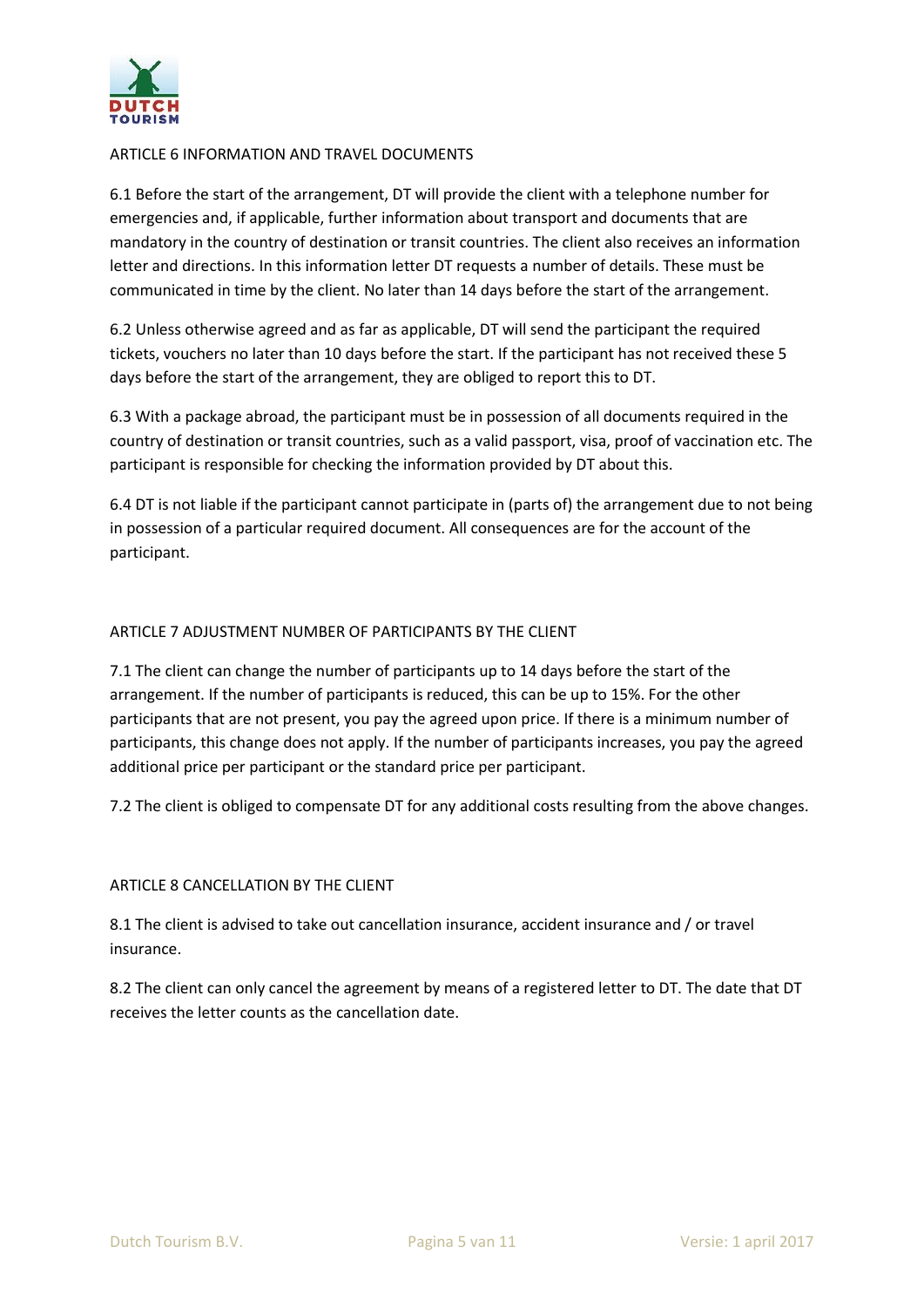## ARTICLE 6 INFORMATION AND TRAVEL DOCUMENTS

6.1 Before the start of the arrangement, DT will provide the client with a telephone number for emergencies and, if applicable, further information about transport and documents that are mandatory in the country of destination or transit countries. The client also receives an information letter and directions. In this information letter DT requests a number of details. These must be communicated in time by the client. No later than 14 days before the start of the arrangement.

6.2 Unless otherwise agreed and as far as applicable, DT will send the participant the required tickets, vouchers no later than 10 days before the start. If the participant has not received these 5 days before the start of the arrangement, they are obliged to report this to DT.

6.3 With a package abroad, the participant must be in possession of all documents required in the country of destination or transit countries, such as a valid passport, visa, proof of vaccination etc. The participant is responsible for checking the information provided by DT about this.

6.4 DT is not liable if the participant cannot participate in (parts of) the arrangement due to not being in possession of a particular required document. All consequences are for the account of the participant.

## ARTICLE 7 ADJUSTMENT NUMBER OF PARTICIPANTS BY THE CLIENT

7.1 The client can change the number of participants up to 14 days before the start of the arrangement. If the number of participants is reduced, this can be up to 15%. For the other participants that are not present, you pay the agreed upon price. If there is a minimum number of participants, this change does not apply. If the number of participants increases, you pay the agreed additional price per participant or the standard price per participant.

7.2 The client is obliged to compensate DT for any additional costs resulting from the above changes.

## ARTICLE 8 CANCELLATION BY THE CLIENT

8.1 The client is advised to take out cancellation insurance, accident insurance and / or travel insurance.

8.2 The client can only cancel the agreement by means of a registered letter to DT. The date that DT receives the letter counts as the cancellation date.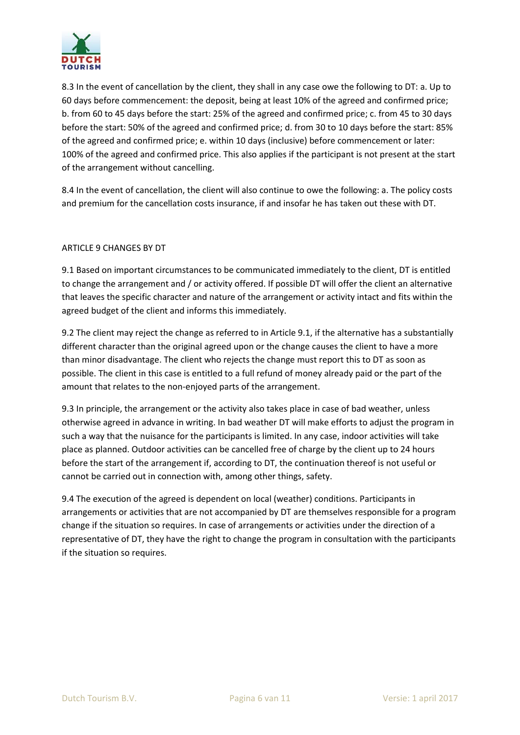8.3 In the event of cancellation by the client, they shall in any case owe the following to DT: a. Up to 60 days before commencement: the deposit, being at least 10% of the agreed and confirmed price; b. from 60 to 45 days before the start: 25% of the agreed and confirmed price; c. from 45 to 30 days before the start: 50% of the agreed and confirmed price; d. from 30 to 10 days before the start: 85% of the agreed and confirmed price; e. within 10 days (inclusive) before commencement or later: 100% of the agreed and confirmed price. This also applies if the participant is not present at the start of the arrangement without cancelling.

8.4 In the event of cancellation, the client will also continue to owe the following: a. The policy costs and premium for the cancellation costs insurance, if and insofar he has taken out these with DT.

## ARTICLE 9 CHANGES BY DT

9.1 Based on important circumstances to be communicated immediately to the client, DT is entitled to change the arrangement and / or activity offered. If possible DT will offer the client an alternative that leaves the specific character and nature of the arrangement or activity intact and fits within the agreed budget of the client and informs this immediately.

9.2 The client may reject the change as referred to in Article 9.1, if the alternative has a substantially different character than the original agreed upon or the change causes the client to have a more than minor disadvantage. The client who rejects the change must report this to DT as soon as possible. The client in this case is entitled to a full refund of money already paid or the part of the amount that relates to the non-enjoyed parts of the arrangement.

9.3 In principle, the arrangement or the activity also takes place in case of bad weather, unless otherwise agreed in advance in writing. In bad weather DT will make efforts to adjust the program in such a way that the nuisance for the participants is limited. In any case, indoor activities will take place as planned. Outdoor activities can be cancelled free of charge by the client up to 24 hours before the start of the arrangement if, according to DT, the continuation thereof is not useful or cannot be carried out in connection with, among other things, safety.

9.4 The execution of the agreed is dependent on local (weather) conditions. Participants in arrangements or activities that are not accompanied by DT are themselves responsible for a program change if the situation so requires. In case of arrangements or activities under the direction of a representative of DT, they have the right to change the program in consultation with the participants if the situation so requires.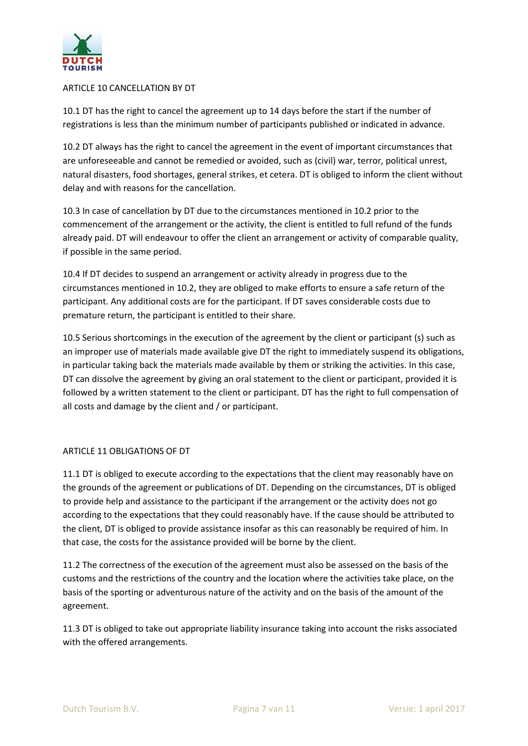## ARTICLE 10 CANCELLATION BY DT

10.1 DT has the right to cancel the agreement up to 14 days before the start if the number of registrations is less than the minimum number of participants published or indicated in advance.

10.2 DT always has the right to cancel the agreement in the event of important circumstances that are unforeseeable and cannot be remedied or avoided, such as (civil) war, terror, political unrest, natural disasters, food shortages, general strikes, et cetera. DT is obliged to inform the client without delay and with reasons for the cancellation.

10.3 In case of cancellation by DT due to the circumstances mentioned in 10.2 prior to the commencement of the arrangement or the activity, the client is entitled to full refund of the funds already paid. DT will endeavour to offer the client an arrangement or activity of comparable quality, if possible in the same period.

10.4 If DT decides to suspend an arrangement or activity already in progress due to the circumstances mentioned in 10.2, they are obliged to make efforts to ensure a safe return of the participant. Any additional costs are for the participant. If DT saves considerable costs due to premature return, the participant is entitled to their share.

10.5 Serious shortcomings in the execution of the agreement by the client or participant (s) such as an improper use of materials made available give DT the right to immediately suspend its obligations, in particular taking back the materials made available by them or striking the activities. In this case, DT can dissolve the agreement by giving an oral statement to the client or participant, provided it is followed by a written statement to the client or participant. DT has the right to full compensation of all costs and damage by the client and / or participant.

## ARTICLE 11 OBLIGATIONS OF DT

11.1 DT is obliged to execute according to the expectations that the client may reasonably have on the grounds of the agreement or publications of DT. Depending on the circumstances, DT is obliged to provide help and assistance to the participant if the arrangement or the activity does not go according to the expectations that they could reasonably have. If the cause should be attributed to the client, DT is obliged to provide assistance insofar as this can reasonably be required of him. In that case, the costs for the assistance provided will be borne by the client.

11.2 The correctness of the execution of the agreement must also be assessed on the basis of the customs and the restrictions of the country and the location where the activities take place, on the basis of the sporting or adventurous nature of the activity and on the basis of the amount of the agreement.

11.3 DT is obliged to take out appropriate liability insurance taking into account the risks associated with the offered arrangements.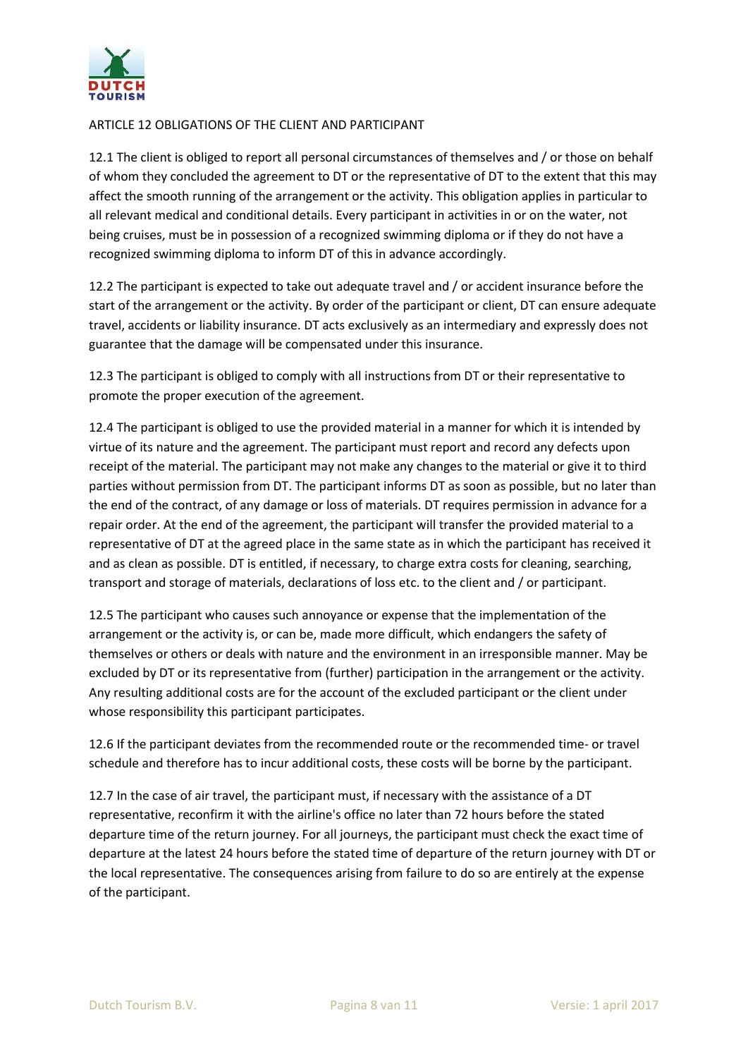## ARTICLE 12 OBLIGATIONS OF THE CLIENT AND PARTICIPANT

12.1 The client is obliged to report all personal circumstances of themselves and / or those on behalf of whom they concluded the agreement to DT or the representative of DT to the extent that this may affect the smooth running of the arrangement or the activity. This obligation applies in particular to all relevant medical and conditional details. Every participant in activities in or on the water, not being cruises, must be in possession of a recognized swimming diploma or if they do not have a recognized swimming diploma to inform DT of this in advance accordingly.

12.2 The participant is expected to take out adequate travel and / or accident insurance before the start of the arrangement or the activity. By order of the participant or client, DT can ensure adequate travel, accidents or liability insurance. DT acts exclusively as an intermediary and expressly does not guarantee that the damage will be compensated under this insurance.

12.3 The participant is obliged to comply with all instructions from DT or their representative to promote the proper execution of the agreement.

12.4 The participant is obliged to use the provided material in a manner for which it is intended by virtue of its nature and the agreement. The participant must report and record any defects upon receipt of the material. The participant may not make any changes to the material or give it to third parties without permission from DT. The participant informs DT as soon as possible, but no later than the end of the contract, of any damage or loss of materials. DT requires permission in advance for a repair order. At the end of the agreement, the participant will transfer the provided material to a representative of DT at the agreed place in the same state as in which the participant has received it and as clean as possible. DT is entitled, if necessary, to charge extra costs for cleaning, searching, transport and storage of materials, declarations of loss etc. to the client and / or participant.

12.5 The participant who causes such annoyance or expense that the implementation of the arrangement or the activity is, or can be, made more difficult, which endangers the safety of themselves or others or deals with nature and the environment in an irresponsible manner. May be excluded by DT or its representative from (further) participation in the arrangement or the activity. Any resulting additional costs are for the account of the excluded participant or the client under whose responsibility this participant participates.

12.6 If the participant deviates from the recommended route or the recommended time- or travel schedule and therefore has to incur additional costs, these costs will be borne by the participant.

12.7 In the case of air travel, the participant must, if necessary with the assistance of a DT representative, reconfirm it with the airline's office no later than 72 hours before the stated departure time of the return journey. For all journeys, the participant must check the exact time of departure at the latest 24 hours before the stated time of departure of the return journey with DT or the local representative. The consequences arising from failure to do so are entirely at the expense of the participant.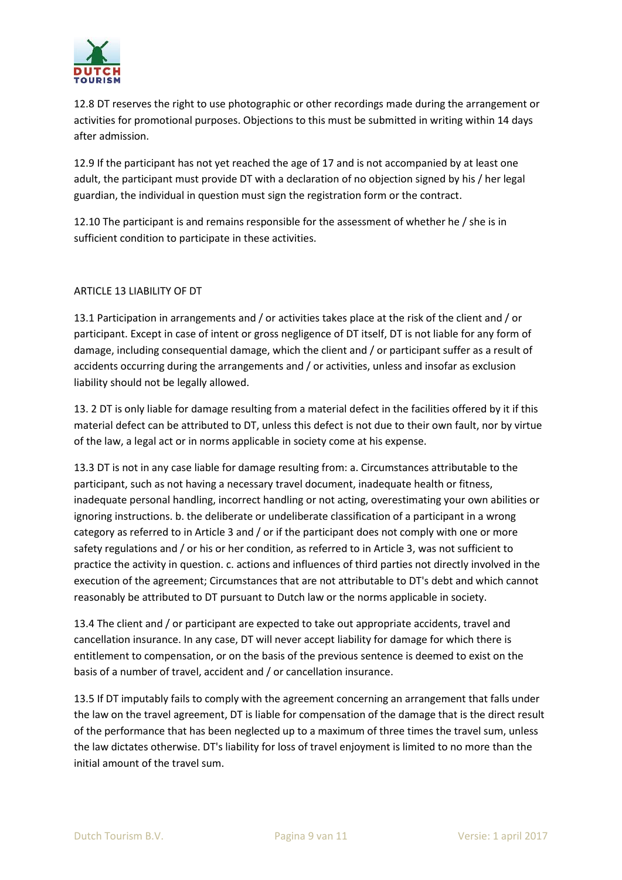12.8 DT reserves the right to use photographic or other recordings made during the arrangement or activities for promotional purposes. Objections to this must be submitted in writing within 14 days after admission.

12.9 If the participant has not yet reached the age of 17 and is not accompanied by at least one adult, the participant must provide DT with a declaration of no objection signed by his / her legal guardian, the individual in question must sign the registration form or the contract.

12.10 The participant is and remains responsible for the assessment of whether he / she is in sufficient condition to participate in these activities.

## ARTICLE 13 LIABILITY OF DT

13.1 Participation in arrangements and / or activities takes place at the risk of the client and / or participant. Except in case of intent or gross negligence of DT itself, DT is not liable for any form of damage, including consequential damage, which the client and / or participant suffer as a result of accidents occurring during the arrangements and / or activities, unless and insofar as exclusion liability should not be legally allowed.

13. 2 DT is only liable for damage resulting from a material defect in the facilities offered by it if this material defect can be attributed to DT, unless this defect is not due to their own fault, nor by virtue of the law, a legal act or in norms applicable in society come at his expense.

13.3 DT is not in any case liable for damage resulting from: a. Circumstances attributable to the participant, such as not having a necessary travel document, inadequate health or fitness, inadequate personal handling, incorrect handling or not acting, overestimating your own abilities or ignoring instructions. b. the deliberate or undeliberate classification of a participant in a wrong category as referred to in Article 3 and / or if the participant does not comply with one or more safety regulations and / or his or her condition, as referred to in Article 3, was not sufficient to practice the activity in question. c. actions and influences of third parties not directly involved in the execution of the agreement; Circumstances that are not attributable to DT's debt and which cannot reasonably be attributed to DT pursuant to Dutch law or the norms applicable in society.

13.4 The client and / or participant are expected to take out appropriate accidents, travel and cancellation insurance. In any case, DT will never accept liability for damage for which there is entitlement to compensation, or on the basis of the previous sentence is deemed to exist on the basis of a number of travel, accident and / or cancellation insurance.

13.5 If DT imputably fails to comply with the agreement concerning an arrangement that falls under the law on the travel agreement, DT is liable for compensation of the damage that is the direct result of the performance that has been neglected up to a maximum of three times the travel sum, unless the law dictates otherwise. DT's liability for loss of travel enjoyment is limited to no more than the initial amount of the travel sum.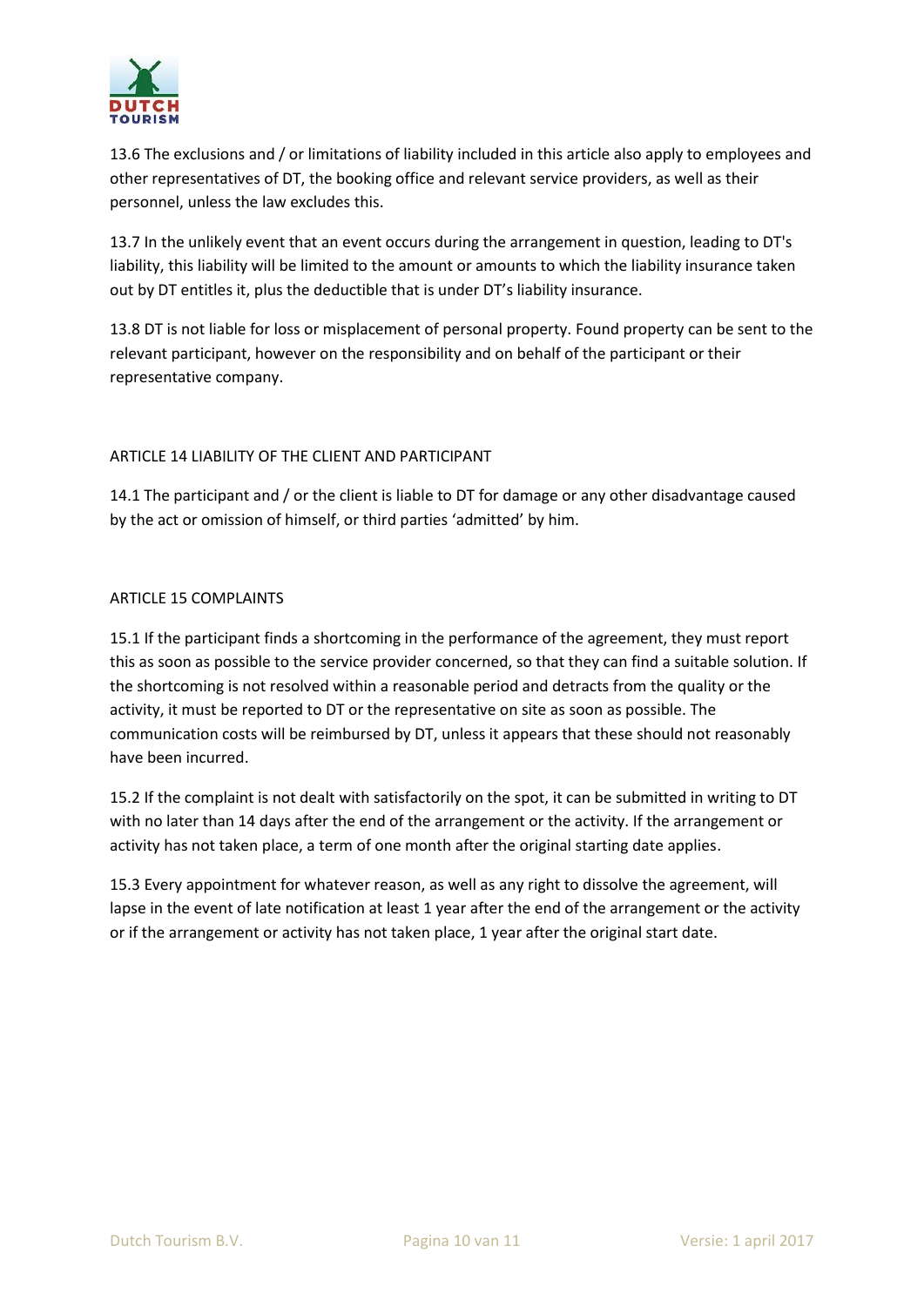13.6 The exclusions and / or limitations of liability included in this article also apply to employees and other representatives of DT, the booking office and relevant service providers, as well as their personnel, unless the law excludes this.

13.7 In the unlikely event that an event occurs during the arrangement in question, leading to DT's liability, this liability will be limited to the amount or amounts to which the liability insurance taken out by DT entitles it, plus the deductible that is under DT's liability insurance.

13.8 DT is not liable for loss or misplacement of personal property. Found property can be sent to the relevant participant, however on the responsibility and on behalf of the participant or their representative company.

## ARTICLE 14 LIABILITY OF THE CLIENT AND PARTICIPANT

14.1 The participant and / or the client is liable to DT for damage or any other disadvantage caused by the act or omission of himself, or third parties 'admitted' by him.

## ARTICLE 15 COMPLAINTS

15.1 If the participant finds a shortcoming in the performance of the agreement, they must report this as soon as possible to the service provider concerned, so that they can find a suitable solution. If the shortcoming is not resolved within a reasonable period and detracts from the quality or the activity, it must be reported to DT or the representative on site as soon as possible. The communication costs will be reimbursed by DT, unless it appears that these should not reasonably have been incurred.

15.2 If the complaint is not dealt with satisfactorily on the spot, it can be submitted in writing to DT with no later than 14 days after the end of the arrangement or the activity. If the arrangement or activity has not taken place, a term of one month after the original starting date applies.

15.3 Every appointment for whatever reason, as well as any right to dissolve the agreement, will lapse in the event of late notification at least 1 year after the end of the arrangement or the activity or if the arrangement or activity has not taken place, 1 year after the original start date.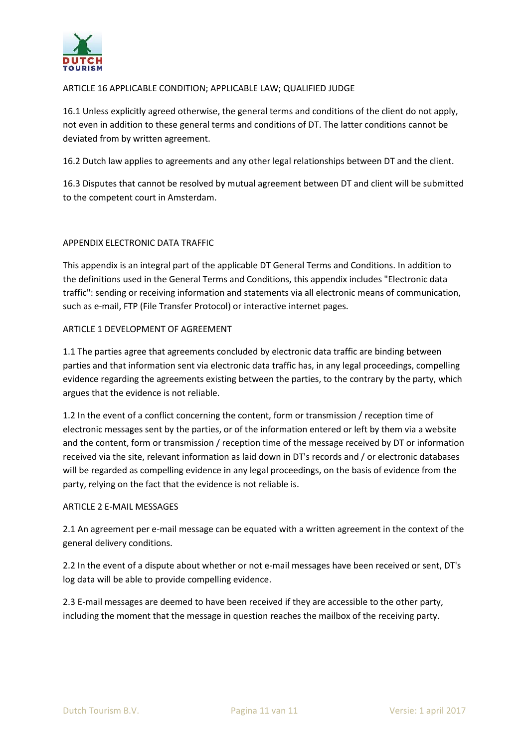## ARTICLE 16 APPLICABLE CONDITION; APPLICABLE LAW; QUALIFIED JUDGE

16.1 Unless explicitly agreed otherwise, the general terms and conditions of the client do not apply, not even in addition to these general terms and conditions of DT. The latter conditions cannot be deviated from by written agreement.

16.2 Dutch law applies to agreements and any other legal relationships between DT and the client.

16.3 Disputes that cannot be resolved by mutual agreement between DT and client will be submitted to the competent court in Amsterdam.

## APPENDIX ELECTRONIC DATA TRAFFIC

This appendix is an integral part of the applicable DT General Terms and Conditions. In addition to the definitions used in the General Terms and Conditions, this appendix includes "Electronic data traffic": sending or receiving information and statements via all electronic means of communication, such as e-mail, FTP (File Transfer Protocol) or interactive internet pages.

## ARTICLE 1 DEVELOPMENT OF AGREEMENT

1.1 The parties agree that agreements concluded by electronic data traffic are binding between parties and that information sent via electronic data traffic has, in any legal proceedings, compelling evidence regarding the agreements existing between the parties, to the contrary by the party, which argues that the evidence is not reliable.

1.2 In the event of a conflict concerning the content, form or transmission / reception time of electronic messages sent by the parties, or of the information entered or left by them via a website and the content, form or transmission / reception time of the message received by DT or information received via the site, relevant information as laid down in DT's records and / or electronic databases will be regarded as compelling evidence in any legal proceedings, on the basis of evidence from the party, relying on the fact that the evidence is not reliable is.

## ARTICLE 2 E-MAIL MESSAGES

2.1 An agreement per e-mail message can be equated with a written agreement in the context of the general delivery conditions.

2.2 In the event of a dispute about whether or not e-mail messages have been received or sent, DT's log data will be able to provide compelling evidence.

2.3 E-mail messages are deemed to have been received if they are accessible to the other party, including the moment that the message in question reaches the mailbox of the receiving party.